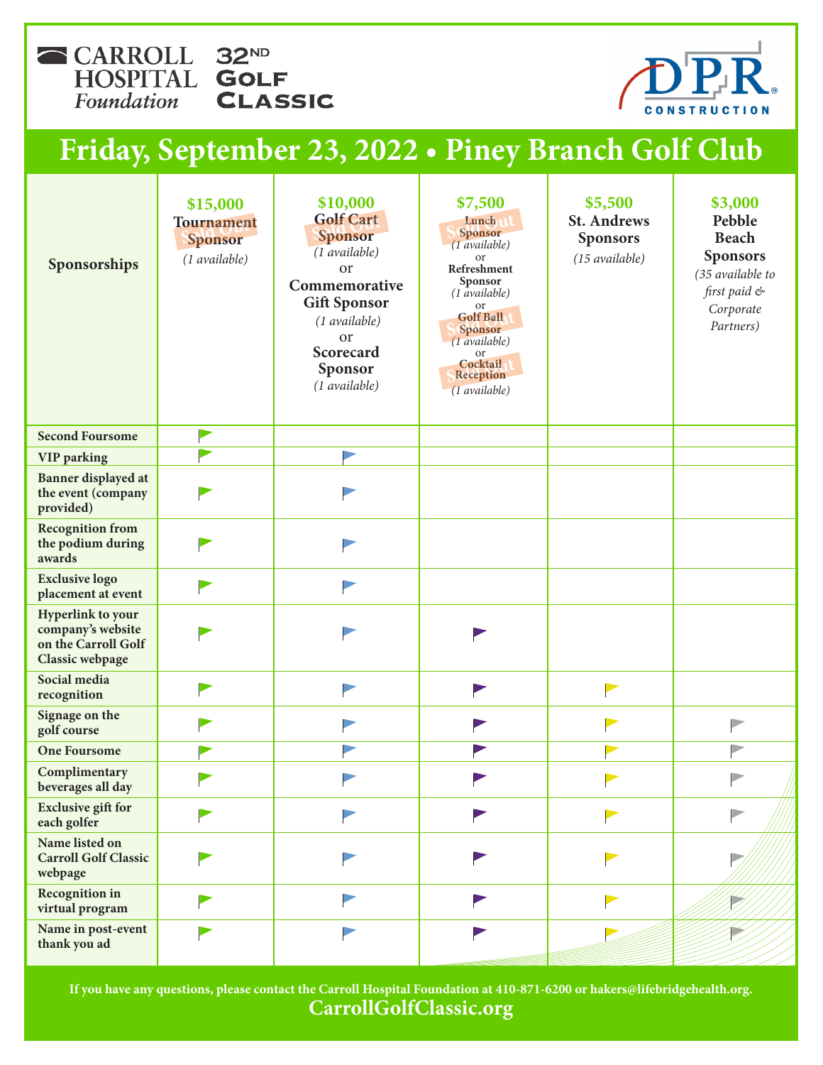CARROLL HOSPITAL Foundation

# 32ND Golf Classic

DPR CONSTRUCTION

## Friday, September 23, 2022 • Piney Branch Golf Club

| Sponsorships | $15,000 Tournament Sponsor (1 available) Sold Out | $10,000 Golf Cart Sponsor (1 available) Sold Out or Commemorative Gift Sponsor (1 available) or Scorecard Sponsor (1 available) | $7,500 Lunch Sponsor (1 available) Sold Out or Refreshment Sponsor (1 available) or Golf Ball Sponsor (1 available) Sold Out or Cocktail Reception (1 available) Sold Out | $5,500 St. Andrews Sponsors (15 available) | $3,000 Pebble Beach Sponsors (35 available to first paid & Corporate Partners) |
|---|---|---|---|---|---|
| Second Foursome | ✓ | | | | |
| VIP parking | ✓ | ✓ | | | |
| Banner displayed at the event (company provided) | ✓ | ✓ | | | |
| Recognition from the podium during awards | ✓ | ✓ | | | |
| Exclusive logo placement at event | ✓ | ✓ | | | |
| Hyperlink to your company's website on the Carroll Golf Classic webpage | ✓ | ✓ | ✓ | | |
| Social media recognition | ✓ | ✓ | ✓ | ✓ | |
| Signage on the golf course | ✓ | ✓ | ✓ | ✓ | ✓ |
| One Foursome | ✓ | ✓ | ✓ | ✓ | ✓ |
| Complimentary beverages all day | ✓ | ✓ | ✓ | ✓ | ✓ |
| Exclusive gift for each golfer | ✓ | ✓ | ✓ | ✓ | ✓ |
| Name listed on Carroll Golf Classic webpage | ✓ | ✓ | ✓ | ✓ | ✓ |
| Recognition in virtual program | ✓ | ✓ | ✓ | ✓ | ✓ |
| Name in post-event thank you ad | ✓ | ✓ | ✓ | ✓ | ✓ |

If you have any questions, please contact the Carroll Hospital Foundation at 410-871-6200 or hakers@lifebridgehealth.org.

**CarrollGolfClassic.org**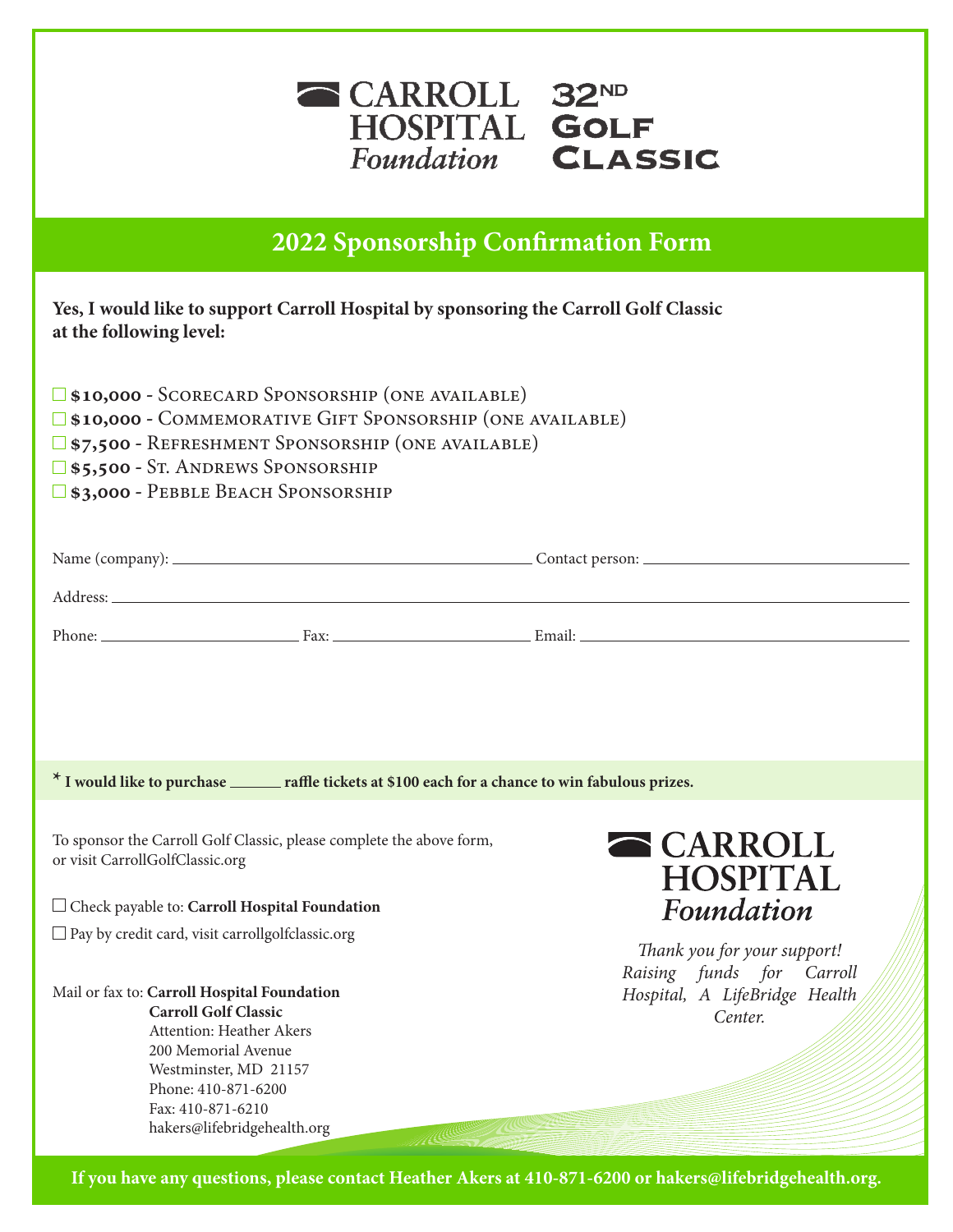CARROLL HOSPITAL *Foundation*

32ND GOLF CLASSIC

## 2022 Sponsorship Confirmation Form

**Yes, I would like to support Carroll Hospital by sponsoring the Carroll Golf Classic at the following level:**

- ☐ **$10,000** - Scorecard Sponsorship (one available)
- ☐ **$10,000** - Commemorative Gift Sponsorship (one available)
- ☐ **$7,500** - Refreshment Sponsorship (one available)
- ☐ **$5,500** - St. Andrews Sponsorship
- ☐ **$3,000** - Pebble Beach Sponsorship

Name (company): ______________________ Contact person: ______________________

Address: ______________________________________________

Phone: ______________ Fax: ______________ Email: ______________________

**\* I would like to purchase ______ raffle tickets at $100 each for a chance to win fabulous prizes.**

To sponsor the Carroll Golf Classic, please complete the above form, or visit CarrollGolfClassic.org

☐ Check payable to: **Carroll Hospital Foundation**

☐ Pay by credit card, visit carrollgolfclassic.org

Mail or fax to: **Carroll Hospital Foundation**
**Carroll Golf Classic**
Attention: Heather Akers
200 Memorial Avenue
Westminster, MD 21157
Phone: 410-871-6200
Fax: 410-871-6210
hakers@lifebridgehealth.org

CARROLL HOSPITAL *Foundation*

*Thank you for your support! Raising funds for Carroll Hospital, A LifeBridge Health Center.*

**If you have any questions, please contact Heather Akers at 410-871-6200 or hakers@lifebridgehealth.org.**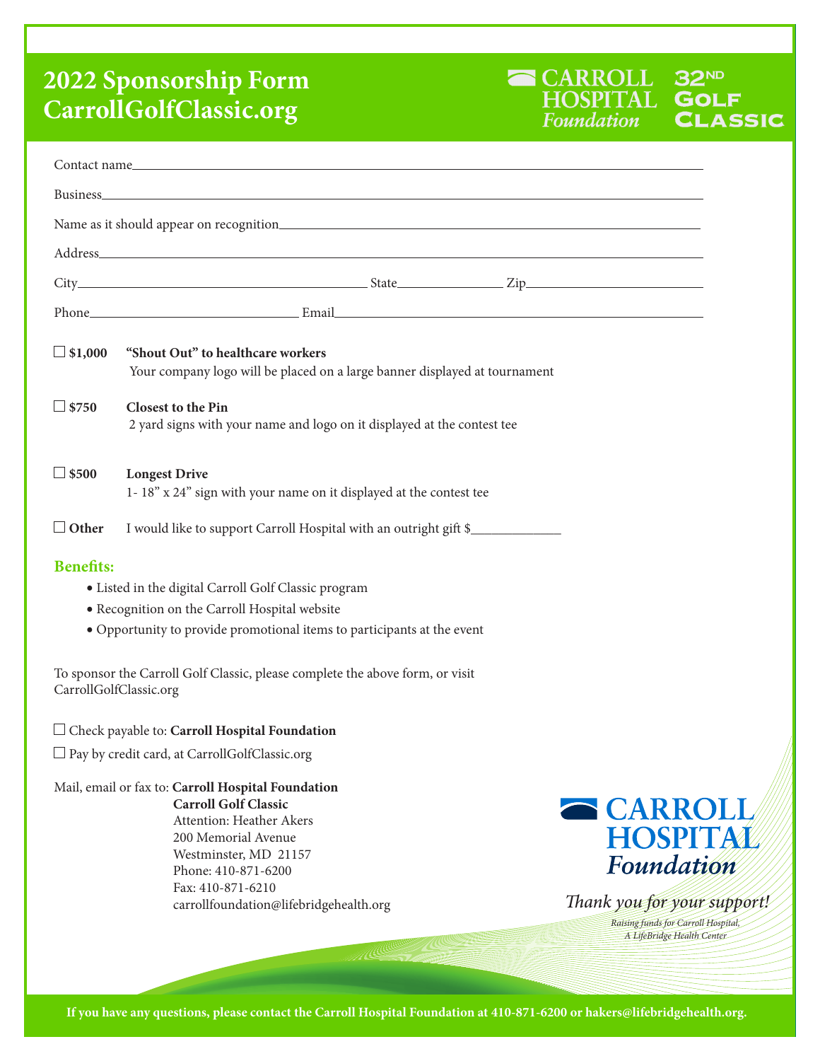# 2022 Sponsorship Form
# CarrollGolfClassic.org

CARROLL HOSPITAL *Foundation* — 32ND GOLF CLASSIC

Contact name\_\_\_\_\_\_\_\_\_\_\_\_\_\_\_\_\_\_\_\_\_\_\_\_\_\_\_\_\_\_\_\_\_\_\_\_\_\_\_\_

Business\_\_\_\_\_\_\_\_\_\_\_\_\_\_\_\_\_\_\_\_\_\_\_\_\_\_\_\_\_\_\_\_\_\_\_\_\_\_\_\_

Name as it should appear on recognition\_\_\_\_\_\_\_\_\_\_\_\_\_\_\_\_\_\_\_\_\_\_\_\_\_\_\_\_\_\_

Address\_\_\_\_\_\_\_\_\_\_\_\_\_\_\_\_\_\_\_\_\_\_\_\_\_\_\_\_\_\_\_\_\_\_\_\_\_\_\_\_

City\_\_\_\_\_\_\_\_\_\_\_\_\_\_\_\_\_\_\_\_ State\_\_\_\_\_\_\_\_ Zip\_\_\_\_\_\_\_\_\_\_\_\_

Phone\_\_\_\_\_\_\_\_\_\_\_\_\_\_\_\_ Email\_\_\_\_\_\_\_\_\_\_\_\_\_\_\_\_\_\_\_\_\_\_\_\_\_\_\_\_

☐ **$1,000** **"Shout Out" to healthcare workers**
Your company logo will be placed on a large banner displayed at tournament

☐ **$750** **Closest to the Pin**
2 yard signs with your name and logo on it displayed at the contest tee

☐ **$500** **Longest Drive**
1- 18" x 24" sign with your name on it displayed at the contest tee

☐ **Other** I would like to support Carroll Hospital with an outright gift $\_\_\_\_\_\_\_\_\_\_\_\_\_

## Benefits:

- Listed in the digital Carroll Golf Classic program
- Recognition on the Carroll Hospital website
- Opportunity to provide promotional items to participants at the event

To sponsor the Carroll Golf Classic, please complete the above form, or visit CarrollGolfClassic.org

☐ Check payable to: **Carroll Hospital Foundation**

☐ Pay by credit card, at CarrollGolfClassic.org

Mail, email or fax to: **Carroll Hospital Foundation**
**Carroll Golf Classic**
Attention: Heather Akers
200 Memorial Avenue
Westminster, MD 21157
Phone: 410-871-6200
Fax: 410-871-6210
carrollfoundation@lifebridgehealth.org

CARROLL HOSPITAL *Foundation*

*Thank you for your support!*

*Raising funds for Carroll Hospital, A LifeBridge Health Center*

**If you have any questions, please contact the Carroll Hospital Foundation at 410-871-6200 or hakers@lifebridgehealth.org.**